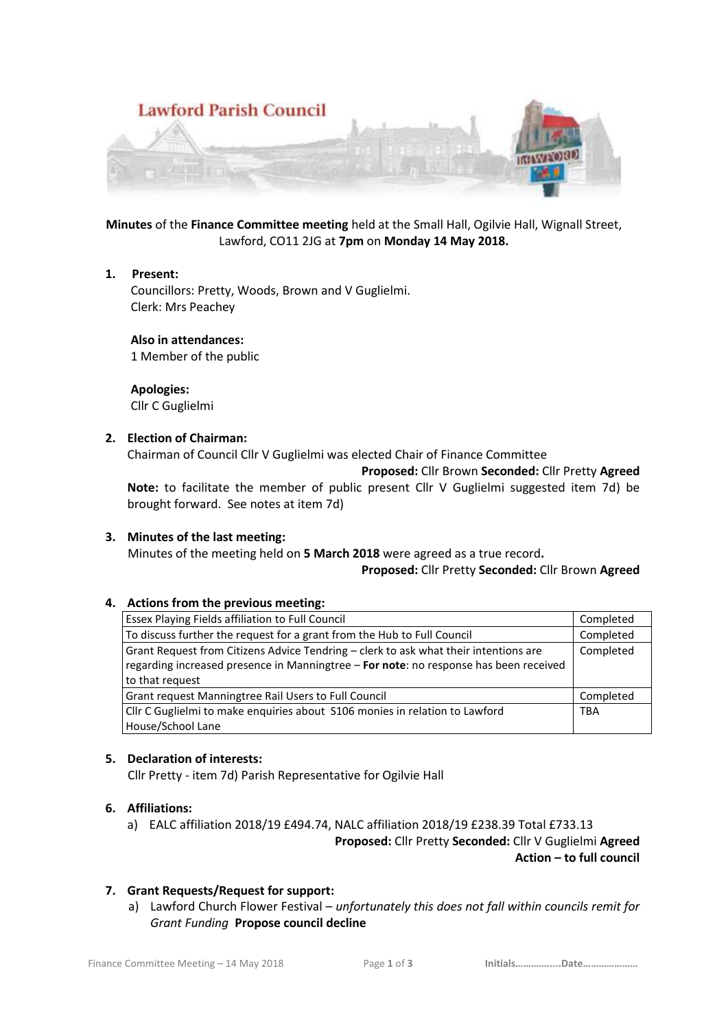**Minutes** of the **Finance Committee meeting** held at the Small Hall, Ogilvie Hall, Wignall Street, Lawford, CO11 2JG at **7pm** on **Monday 14 May 2018.**

**1. Present:**

Councillors: Pretty, Woods, Brown and V Guglielmi.
Clerk: Mrs Peachey

**Also in attendances:**
1 Member of the public

**Apologies:**
Cllr C Guglielmi

**2. Election of Chairman:**

Chairman of Council Cllr V Guglielmi was elected Chair of Finance Committee

**Proposed:** Cllr Brown **Seconded:** Cllr Pretty **Agreed**

**Note:** to facilitate the member of public present Cllr V Guglielmi suggested item 7d) be brought forward. See notes at item 7d)

**3. Minutes of the last meeting:**

Minutes of the meeting held on **5 March 2018** were agreed as a true record**.**

**Proposed:** Cllr Pretty **Seconded:** Cllr Brown **Agreed**

**4. Actions from the previous meeting:**

| | |
|---|---|
| Essex Playing Fields affiliation to Full Council | Completed |
| To discuss further the request for a grant from the Hub to Full Council | Completed |
| Grant Request from Citizens Advice Tendring – clerk to ask what their intentions are regarding increased presence in Manningtree – **For note**: no response has been received to that request | Completed |
| Grant request Manningtree Rail Users to Full Council | Completed |
| Cllr C Guglielmi to make enquiries about S106 monies in relation to Lawford House/School Lane | TBA |

**5. Declaration of interests:**

Cllr Pretty - item 7d) Parish Representative for Ogilvie Hall

**6. Affiliations:**

a) EALC affiliation 2018/19 £494.74, NALC affiliation 2018/19 £238.39 Total £733.13

**Proposed:** Cllr Pretty **Seconded:** Cllr V Guglielmi **Agreed**

**Action – to full council**

**7. Grant Requests/Request for support:**

a) Lawford Church Flower Festival – *unfortunately this does not fall within councils remit for Grant Funding* **Propose council decline**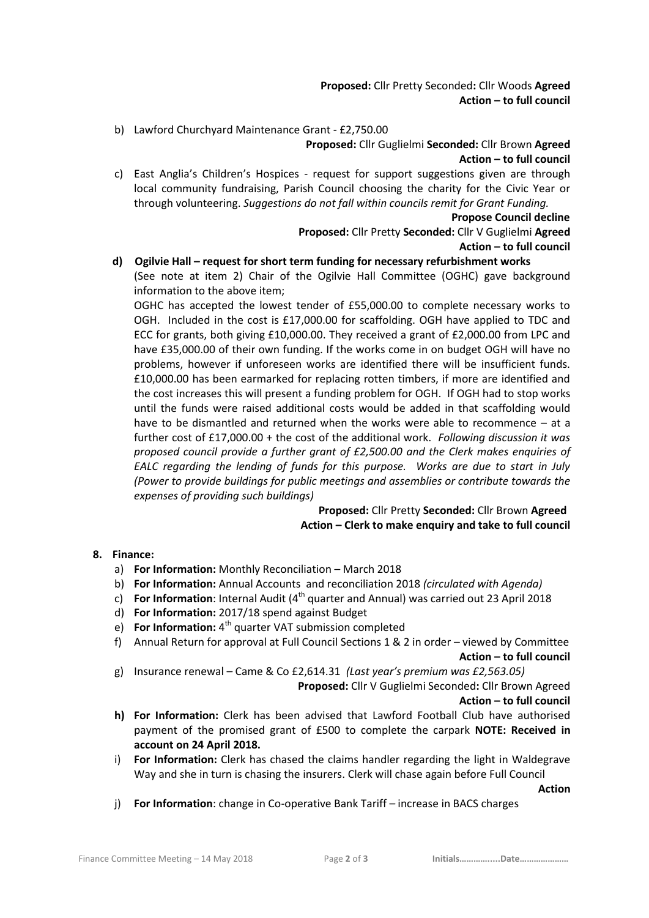**Proposed:** Cllr Pretty Seconded**:** Cllr Woods **Agreed**
**Action – to full council**

b) Lawford Churchyard Maintenance Grant - £2,750.00

**Proposed:** Cllr Guglielmi **Seconded:** Cllr Brown **Agreed**
**Action – to full council**

c) East Anglia's Children's Hospices - request for support suggestions given are through local community fundraising, Parish Council choosing the charity for the Civic Year or through volunteering. *Suggestions do not fall within councils remit for Grant Funding.*

**Propose Council decline**
**Proposed:** Cllr Pretty **Seconded:** Cllr V Guglielmi **Agreed**
**Action – to full council**

**d) Ogilvie Hall – request for short term funding for necessary refurbishment works**

(See note at item 2) Chair of the Ogilvie Hall Committee (OGHC) gave background information to the above item;

OGHC has accepted the lowest tender of £55,000.00 to complete necessary works to OGH. Included in the cost is £17,000.00 for scaffolding. OGH have applied to TDC and ECC for grants, both giving £10,000.00. They received a grant of £2,000.00 from LPC and have £35,000.00 of their own funding. If the works come in on budget OGH will have no problems, however if unforeseen works are identified there will be insufficient funds. £10,000.00 has been earmarked for replacing rotten timbers, if more are identified and the cost increases this will present a funding problem for OGH. If OGH had to stop works until the funds were raised additional costs would be added in that scaffolding would have to be dismantled and returned when the works were able to recommence – at a further cost of £17,000.00 + the cost of the additional work. *Following discussion it was proposed council provide a further grant of £2,500.00 and the Clerk makes enquiries of EALC regarding the lending of funds for this purpose. Works are due to start in July (Power to provide buildings for public meetings and assemblies or contribute towards the expenses of providing such buildings)*

**Proposed:** Cllr Pretty **Seconded:** Cllr Brown **Agreed**
**Action – Clerk to make enquiry and take to full council**

**8. Finance:**

a) **For Information:** Monthly Reconciliation – March 2018
b) **For Information:** Annual Accounts and reconciliation 2018 *(circulated with Agenda)*
c) **For Information**: Internal Audit (4th quarter and Annual) was carried out 23 April 2018
d) **For Information:** 2017/18 spend against Budget
e) **For Information:** 4th quarter VAT submission completed
f) Annual Return for approval at Full Council Sections 1 & 2 in order – viewed by Committee

**Action – to full council**

g) Insurance renewal – Came & Co £2,614.31 *(Last year's premium was £2,563.05)*

**Proposed:** Cllr V Guglielmi Seconded**:** Cllr Brown Agreed
**Action – to full council**

**h) For Information:** Clerk has been advised that Lawford Football Club have authorised payment of the promised grant of £500 to complete the carpark **NOTE: Received in account on 24 April 2018.**

i) **For Information:** Clerk has chased the claims handler regarding the light in Waldegrave Way and she in turn is chasing the insurers. Clerk will chase again before Full Council

**Action**

j) **For Information**: change in Co-operative Bank Tariff – increase in BACS charges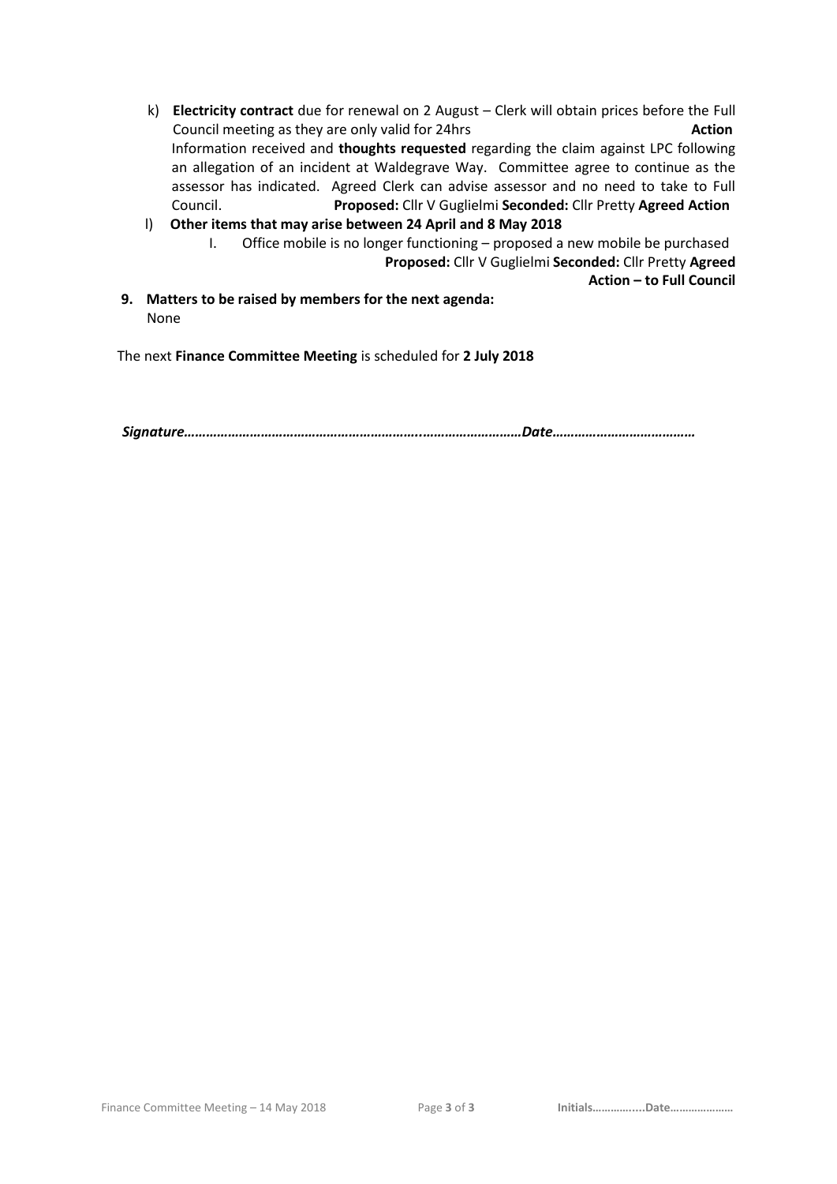k) **Electricity contract** due for renewal on 2 August – Clerk will obtain prices before the Full Council meeting as they are only valid for 24hrs **Action**

Information received and **thoughts requested** regarding the claim against LPC following an allegation of an incident at Waldegrave Way. Committee agree to continue as the assessor has indicated. Agreed Clerk can advise assessor and no need to take to Full Council. **Proposed:** Cllr V Guglielmi **Seconded:** Cllr Pretty **Agreed Action**

l) **Other items that may arise between 24 April and 8 May 2018**

I. Office mobile is no longer functioning – proposed a new mobile be purchased **Proposed:** Cllr V Guglielmi **Seconded:** Cllr Pretty **Agreed** **Action – to Full Council**

**9. Matters to be raised by members for the next agenda:**

None

The next **Finance Committee Meeting** is scheduled for **2 July 2018**

***Signature………………………………………………………..………………………Date…………………………………***